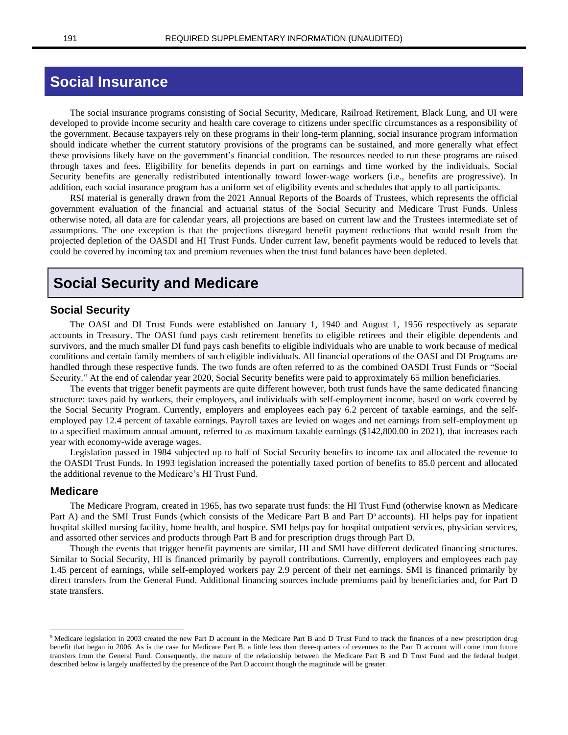# Social Insurance

The social insurance programs consisting of Social Security, Medicare, Railroad Retirement, Black Lung, and UI were developed to provide income security and health care coverage to citizens under specific circumstances as a responsibility of the government. Because taxpayers rely on these programs in their long-term planning, social insurance program information should indicate whether the current statutory provisions of the programs can be sustained, and more generally what effect these provisions likely have on the government's financial condition. The resources needed to run these programs are raised through taxes and fees. Eligibility for benefits depends in part on earnings and time worked by the individuals. Social Security benefits are generally redistributed intentionally toward lower-wage workers (i.e., benefits are progressive). In addition, each social insurance program has a uniform set of eligibility events and schedules that apply to all participants.

RSI material is generally drawn from the 2021 Annual Reports of the Boards of Trustees, which represents the official government evaluation of the financial and actuarial status of the Social Security and Medicare Trust Funds. Unless otherwise noted, all data are for calendar years, all projections are based on current law and the Trustees intermediate set of assumptions. The one exception is that the projections disregard benefit payment reductions that would result from the projected depletion of the OASDI and HI Trust Funds. Under current law, benefit payments would be reduced to levels that could be covered by incoming tax and premium revenues when the trust fund balances have been depleted.

## Social Security and Medicare

### Social Security

The OASI and DI Trust Funds were established on January 1, 1940 and August 1, 1956 respectively as separate accounts in Treasury. The OASI fund pays cash retirement benefits to eligible retirees and their eligible dependents and survivors, and the much smaller DI fund pays cash benefits to eligible individuals who are unable to work because of medical conditions and certain family members of such eligible individuals. All financial operations of the OASI and DI Programs are handled through these respective funds. The two funds are often referred to as the combined OASDI Trust Funds or "Social Security." At the end of calendar year 2020, Social Security benefits were paid to approximately 65 million beneficiaries.

The events that trigger benefit payments are quite different however, both trust funds have the same dedicated financing structure: taxes paid by workers, their employers, and individuals with self-employment income, based on work covered by the Social Security Program. Currently, employers and employees each pay 6.2 percent of taxable earnings, and the self-employed pay 12.4 percent of taxable earnings. Payroll taxes are levied on wages and net earnings from self-employment up to a specified maximum annual amount, referred to as maximum taxable earnings ($142,800.00 in 2021), that increases each year with economy-wide average wages.

Legislation passed in 1984 subjected up to half of Social Security benefits to income tax and allocated the revenue to the OASDI Trust Funds. In 1993 legislation increased the potentially taxed portion of benefits to 85.0 percent and allocated the additional revenue to the Medicare's HI Trust Fund.

### Medicare

The Medicare Program, created in 1965, has two separate trust funds: the HI Trust Fund (otherwise known as Medicare Part A) and the SMI Trust Funds (which consists of the Medicare Part B and Part D[9] accounts). HI helps pay for inpatient hospital skilled nursing facility, home health, and hospice. SMI helps pay for hospital outpatient services, physician services, and assorted other services and products through Part B and for prescription drugs through Part D.

Though the events that trigger benefit payments are similar, HI and SMI have different dedicated financing structures. Similar to Social Security, HI is financed primarily by payroll contributions. Currently, employers and employees each pay 1.45 percent of earnings, while self-employed workers pay 2.9 percent of their net earnings. SMI is financed primarily by direct transfers from the General Fund. Additional financing sources include premiums paid by beneficiaries and, for Part D state transfers.

---

[9] Medicare legislation in 2003 created the new Part D account in the Medicare Part B and D Trust Fund to track the finances of a new prescription drug benefit that began in 2006. As is the case for Medicare Part B, a little less than three-quarters of revenues to the Part D account will come from future transfers from the General Fund. Consequently, the nature of the relationship between the Medicare Part B and D Trust Fund and the federal budget described below is largely unaffected by the presence of the Part D account though the magnitude will be greater.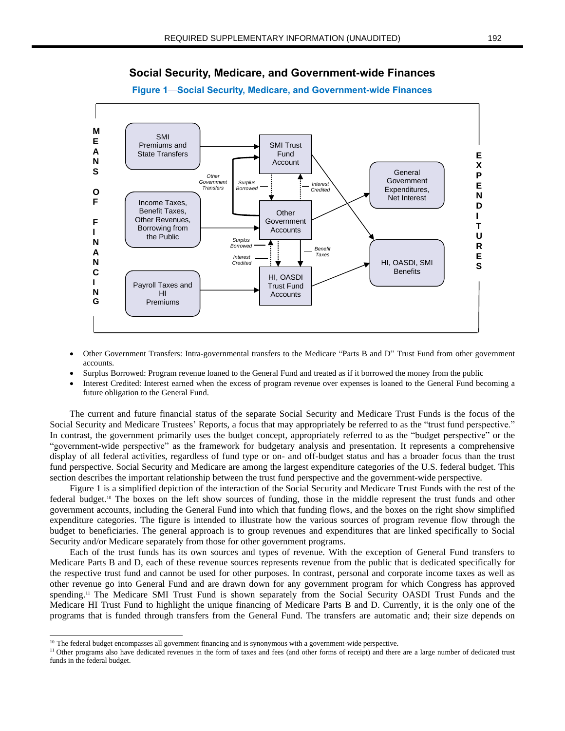## Social Security, Medicare, and Government-wide Finances

**Figure 1—Social Security, Medicare, and Government-wide Finances**

MEANS OF FINANCING

SMI Premiums and State Transfers

Income Taxes, Benefit Taxes, Other Revenues, Borrowing from the Public

Payroll Taxes and HI Premiums

SMI Trust Fund Account

Other Government Accounts

HI, OASDI Trust Fund Accounts

*Other Government Transfers*

*Surplus Borrowed*

*Interest Credited*

*Surplus Borrowed*

*Interest Credited*

*Benefit Taxes*

General Government Expenditures, Net Interest

HI, OASDI, SMI Benefits

EXPENDITURES

- Other Government Transfers: Intra-governmental transfers to the Medicare "Parts B and D" Trust Fund from other government accounts.
- Surplus Borrowed: Program revenue loaned to the General Fund and treated as if it borrowed the money from the public
- Interest Credited: Interest earned when the excess of program revenue over expenses is loaned to the General Fund becoming a future obligation to the General Fund.

The current and future financial status of the separate Social Security and Medicare Trust Funds is the focus of the Social Security and Medicare Trustees' Reports, a focus that may appropriately be referred to as the "trust fund perspective." In contrast, the government primarily uses the budget concept, appropriately referred to as the "budget perspective" or the "government-wide perspective" as the framework for budgetary analysis and presentation. It represents a comprehensive display of all federal activities, regardless of fund type or on- and off-budget status and has a broader focus than the trust fund perspective. Social Security and Medicare are among the largest expenditure categories of the U.S. federal budget. This section describes the important relationship between the trust fund perspective and the government-wide perspective.

Figure 1 is a simplified depiction of the interaction of the Social Security and Medicare Trust Funds with the rest of the federal budget.[10] The boxes on the left show sources of funding, those in the middle represent the trust funds and other government accounts, including the General Fund into which that funding flows, and the boxes on the right show simplified expenditure categories. The figure is intended to illustrate how the various sources of program revenue flow through the budget to beneficiaries. The general approach is to group revenues and expenditures that are linked specifically to Social Security and/or Medicare separately from those for other government programs.

Each of the trust funds has its own sources and types of revenue. With the exception of General Fund transfers to Medicare Parts B and D, each of these revenue sources represents revenue from the public that is dedicated specifically for the respective trust fund and cannot be used for other purposes. In contrast, personal and corporate income taxes as well as other revenue go into General Fund and are drawn down for any government program for which Congress has approved spending.[11] The Medicare SMI Trust Fund is shown separately from the Social Security OASDI Trust Funds and the Medicare HI Trust Fund to highlight the unique financing of Medicare Parts B and D. Currently, it is the only one of the programs that is funded through transfers from the General Fund. The transfers are automatic and; their size depends on

[10] The federal budget encompasses all government financing and is synonymous with a government-wide perspective.

[11] Other programs also have dedicated revenues in the form of taxes and fees (and other forms of receipt) and there are a large number of dedicated trust funds in the federal budget.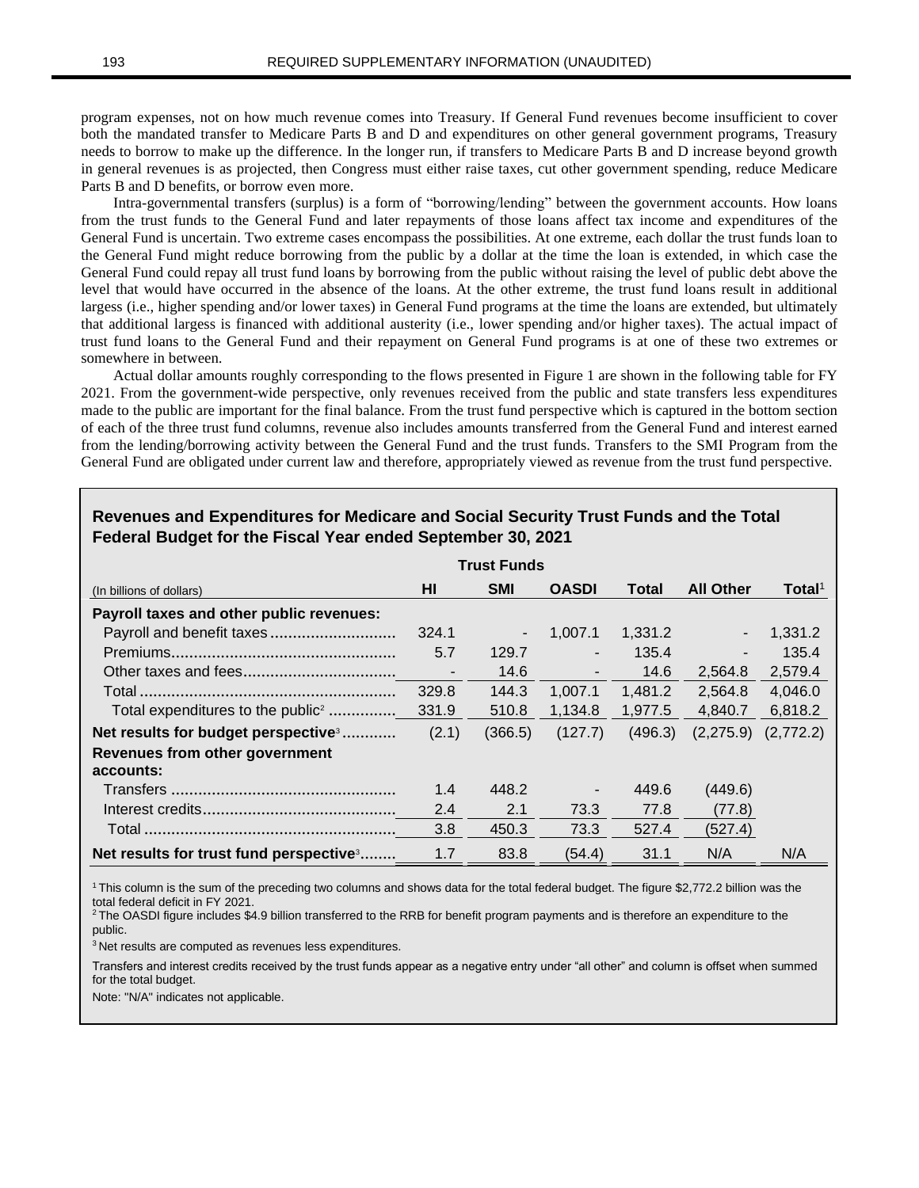program expenses, not on how much revenue comes into Treasury. If General Fund revenues become insufficient to cover both the mandated transfer to Medicare Parts B and D and expenditures on other general government programs, Treasury needs to borrow to make up the difference. In the longer run, if transfers to Medicare Parts B and D increase beyond growth in general revenues is as projected, then Congress must either raise taxes, cut other government spending, reduce Medicare Parts B and D benefits, or borrow even more.

Intra-governmental transfers (surplus) is a form of "borrowing/lending" between the government accounts. How loans from the trust funds to the General Fund and later repayments of those loans affect tax income and expenditures of the General Fund is uncertain. Two extreme cases encompass the possibilities. At one extreme, each dollar the trust funds loan to the General Fund might reduce borrowing from the public by a dollar at the time the loan is extended, in which case the General Fund could repay all trust fund loans by borrowing from the public without raising the level of public debt above the level that would have occurred in the absence of the loans. At the other extreme, the trust fund loans result in additional largess (i.e., higher spending and/or lower taxes) in General Fund programs at the time the loans are extended, but ultimately that additional largess is financed with additional austerity (i.e., lower spending and/or higher taxes). The actual impact of trust fund loans to the General Fund and their repayment on General Fund programs is at one of these two extremes or somewhere in between.

Actual dollar amounts roughly corresponding to the flows presented in Figure 1 are shown in the following table for FY 2021. From the government-wide perspective, only revenues received from the public and state transfers less expenditures made to the public are important for the final balance. From the trust fund perspective which is captured in the bottom section of each of the three trust fund columns, revenue also includes amounts transferred from the General Fund and interest earned from the lending/borrowing activity between the General Fund and the trust funds. Transfers to the SMI Program from the General Fund are obligated under current law and therefore, appropriately viewed as revenue from the trust fund perspective.

**Revenues and Expenditures for Medicare and Social Security Trust Funds and the Total Federal Budget for the Fiscal Year ended September 30, 2021**

| | Trust Funds | | | | | |
|---|---|---|---|---|---|---|
| (In billions of dollars) | HI | SMI | OASDI | Total | All Other | Total[1] |
| **Payroll taxes and other public revenues:** | | | | | | |
| Payroll and benefit taxes | 324.1 | - | 1,007.1 | 1,331.2 | - | 1,331.2 |
| Premiums | 5.7 | 129.7 | - | 135.4 | - | 135.4 |
| Other taxes and fees | - | 14.6 | - | 14.6 | 2,564.8 | 2,579.4 |
| Total | 329.8 | 144.3 | 1,007.1 | 1,481.2 | 2,564.8 | 4,046.0 |
| Total expenditures to the public[2] | 331.9 | 510.8 | 1,134.8 | 1,977.5 | 4,840.7 | 6,818.2 |
| **Net results for budget perspective[3]** | (2.1) | (366.5) | (127.7) | (496.3) | (2,275.9) | (2,772.2) |
| **Revenues from other government accounts:** | | | | | | |
| Transfers | 1.4 | 448.2 | - | 449.6 | (449.6) | |
| Interest credits | 2.4 | 2.1 | 73.3 | 77.8 | (77.8) | |
| Total | 3.8 | 450.3 | 73.3 | 527.4 | (527.4) | |
| **Net results for trust fund perspective[3]** | 1.7 | 83.8 | (54.4) | 31.1 | N/A | N/A |

[1] This column is the sum of the preceding two columns and shows data for the total federal budget. The figure $2,772.2 billion was the total federal deficit in FY 2021.

[2] The OASDI figure includes $4.9 billion transferred to the RRB for benefit program payments and is therefore an expenditure to the public.

[3] Net results are computed as revenues less expenditures.

Transfers and interest credits received by the trust funds appear as a negative entry under "all other" and column is offset when summed for the total budget.

Note: "N/A" indicates not applicable.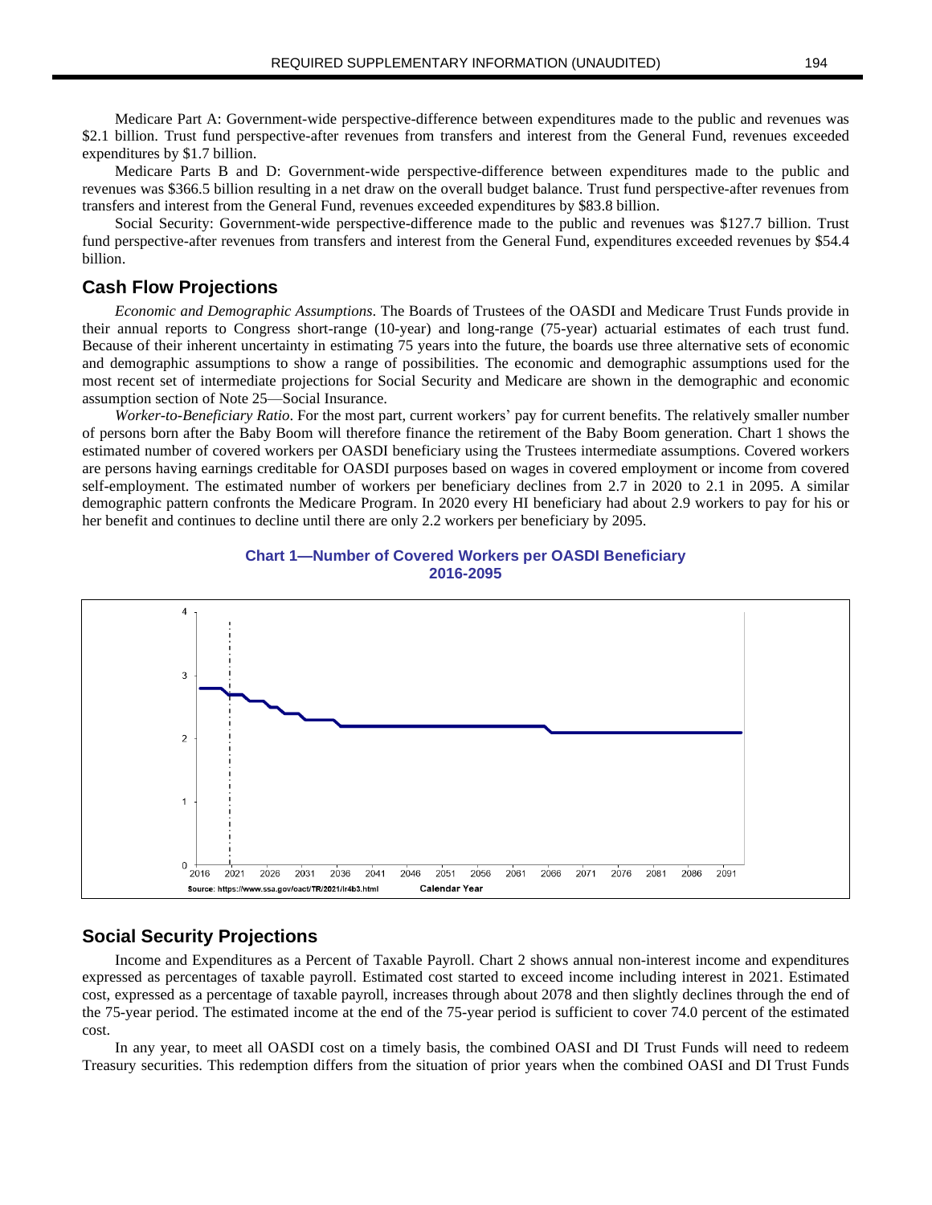Medicare Part A: Government-wide perspective-difference between expenditures made to the public and revenues was $2.1 billion. Trust fund perspective-after revenues from transfers and interest from the General Fund, revenues exceeded expenditures by $1.7 billion.

Medicare Parts B and D: Government-wide perspective-difference between expenditures made to the public and revenues was $366.5 billion resulting in a net draw on the overall budget balance. Trust fund perspective-after revenues from transfers and interest from the General Fund, revenues exceeded expenditures by $83.8 billion.

Social Security: Government-wide perspective-difference made to the public and revenues was $127.7 billion. Trust fund perspective-after revenues from transfers and interest from the General Fund, expenditures exceeded revenues by $54.4 billion.

## Cash Flow Projections

*Economic and Demographic Assumptions*. The Boards of Trustees of the OASDI and Medicare Trust Funds provide in their annual reports to Congress short-range (10-year) and long-range (75-year) actuarial estimates of each trust fund. Because of their inherent uncertainty in estimating 75 years into the future, the boards use three alternative sets of economic and demographic assumptions to show a range of possibilities. The economic and demographic assumptions used for the most recent set of intermediate projections for Social Security and Medicare are shown in the demographic and economic assumption section of Note 25—Social Insurance.

*Worker-to-Beneficiary Ratio*. For the most part, current workers' pay for current benefits. The relatively smaller number of persons born after the Baby Boom will therefore finance the retirement of the Baby Boom generation. Chart 1 shows the estimated number of covered workers per OASDI beneficiary using the Trustees intermediate assumptions. Covered workers are persons having earnings creditable for OASDI purposes based on wages in covered employment or income from covered self-employment. The estimated number of workers per beneficiary declines from 2.7 in 2020 to 2.1 in 2095. A similar demographic pattern confronts the Medicare Program. In 2020 every HI beneficiary had about 2.9 workers to pay for his or her benefit and continues to decline until there are only 2.2 workers per beneficiary by 2095.

**Chart 1—Number of Covered Workers per OASDI Beneficiary 2016-2095**

Source: https://www.ssa.gov/oact/TR/2021/lr4b3.html

## Social Security Projections

Income and Expenditures as a Percent of Taxable Payroll. Chart 2 shows annual non-interest income and expenditures expressed as percentages of taxable payroll. Estimated cost started to exceed income including interest in 2021. Estimated cost, expressed as a percentage of taxable payroll, increases through about 2078 and then slightly declines through the end of the 75-year period. The estimated income at the end of the 75-year period is sufficient to cover 74.0 percent of the estimated cost.

In any year, to meet all OASDI cost on a timely basis, the combined OASI and DI Trust Funds will need to redeem Treasury securities. This redemption differs from the situation of prior years when the combined OASI and DI Trust Funds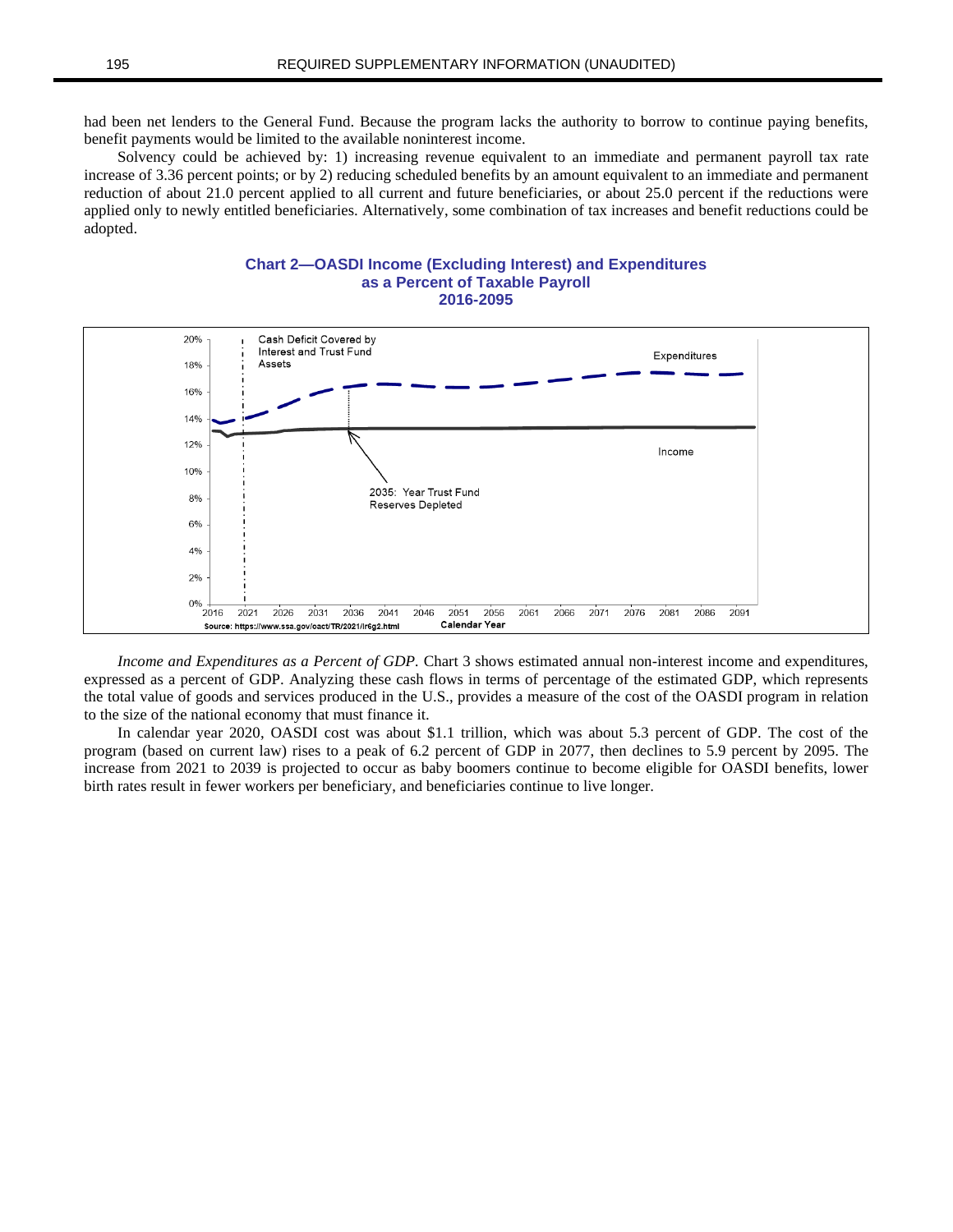had been net lenders to the General Fund. Because the program lacks the authority to borrow to continue paying benefits, benefit payments would be limited to the available noninterest income.

Solvency could be achieved by: 1) increasing revenue equivalent to an immediate and permanent payroll tax rate increase of 3.36 percent points; or by 2) reducing scheduled benefits by an amount equivalent to an immediate and permanent reduction of about 21.0 percent applied to all current and future beneficiaries, or about 25.0 percent if the reductions were applied only to newly entitled beneficiaries. Alternatively, some combination of tax increases and benefit reductions could be adopted.

**Chart 2—OASDI Income (Excluding Interest) and Expenditures as a Percent of Taxable Payroll 2016-2095**

Cash Deficit Covered by Interest and Trust Fund Assets

Expenditures

Income

2035: Year Trust Fund Reserves Depleted

Calendar Year

Source: https://www.ssa.gov/oact/TR/2021/lr6g2.html

*Income and Expenditures as a Percent of GDP.* Chart 3 shows estimated annual non-interest income and expenditures, expressed as a percent of GDP. Analyzing these cash flows in terms of percentage of the estimated GDP, which represents the total value of goods and services produced in the U.S., provides a measure of the cost of the OASDI program in relation to the size of the national economy that must finance it.

In calendar year 2020, OASDI cost was about $1.1 trillion, which was about 5.3 percent of GDP. The cost of the program (based on current law) rises to a peak of 6.2 percent of GDP in 2077, then declines to 5.9 percent by 2095. The increase from 2021 to 2039 is projected to occur as baby boomers continue to become eligible for OASDI benefits, lower birth rates result in fewer workers per beneficiary, and beneficiaries continue to live longer.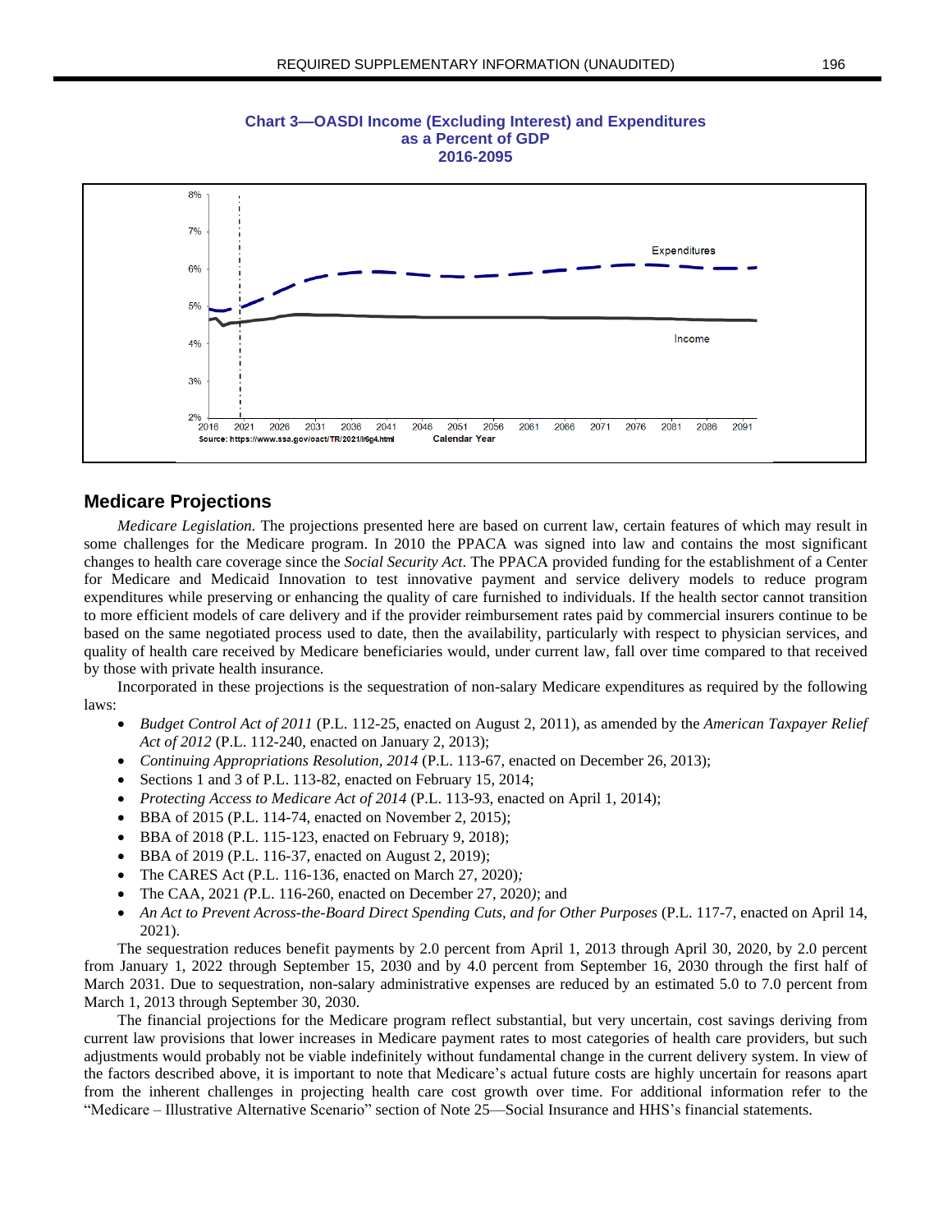**Chart 3—OASDI Income (Excluding Interest) and Expenditures as a Percent of GDP 2016-2095**

## Medicare Projections

*Medicare Legislation.* The projections presented here are based on current law, certain features of which may result in some challenges for the Medicare program. In 2010 the PPACA was signed into law and contains the most significant changes to health care coverage since the *Social Security Act*. The PPACA provided funding for the establishment of a Center for Medicare and Medicaid Innovation to test innovative payment and service delivery models to reduce program expenditures while preserving or enhancing the quality of care furnished to individuals. If the health sector cannot transition to more efficient models of care delivery and if the provider reimbursement rates paid by commercial insurers continue to be based on the same negotiated process used to date, then the availability, particularly with respect to physician services, and quality of health care received by Medicare beneficiaries would, under current law, fall over time compared to that received by those with private health insurance.

Incorporated in these projections is the sequestration of non-salary Medicare expenditures as required by the following laws:

- *Budget Control Act of 2011* (P.L. 112-25, enacted on August 2, 2011), as amended by the *American Taxpayer Relief Act of 2012* (P.L. 112-240, enacted on January 2, 2013);
- *Continuing Appropriations Resolution, 2014* (P.L. 113-67, enacted on December 26, 2013);
- Sections 1 and 3 of P.L. 113-82, enacted on February 15, 2014;
- *Protecting Access to Medicare Act of 2014* (P.L. 113-93, enacted on April 1, 2014);
- BBA of 2015 (P.L. 114-74, enacted on November 2, 2015);
- BBA of 2018 (P.L. 115-123, enacted on February 9, 2018);
- BBA of 2019 (P.L. 116-37, enacted on August 2, 2019);
- The CARES Act (P.L. 116-136, enacted on March 27, 2020);
- The CAA, 2021 (P.L. 116-260, enacted on December 27, 2020); and
- *An Act to Prevent Across-the-Board Direct Spending Cuts, and for Other Purposes* (P.L. 117-7, enacted on April 14, 2021).

The sequestration reduces benefit payments by 2.0 percent from April 1, 2013 through April 30, 2020, by 2.0 percent from January 1, 2022 through September 15, 2030 and by 4.0 percent from September 16, 2030 through the first half of March 2031. Due to sequestration, non-salary administrative expenses are reduced by an estimated 5.0 to 7.0 percent from March 1, 2013 through September 30, 2030.

The financial projections for the Medicare program reflect substantial, but very uncertain, cost savings deriving from current law provisions that lower increases in Medicare payment rates to most categories of health care providers, but such adjustments would probably not be viable indefinitely without fundamental change in the current delivery system. In view of the factors described above, it is important to note that Medicare's actual future costs are highly uncertain for reasons apart from the inherent challenges in projecting health care cost growth over time. For additional information refer to the "Medicare – Illustrative Alternative Scenario" section of Note 25—Social Insurance and HHS's financial statements.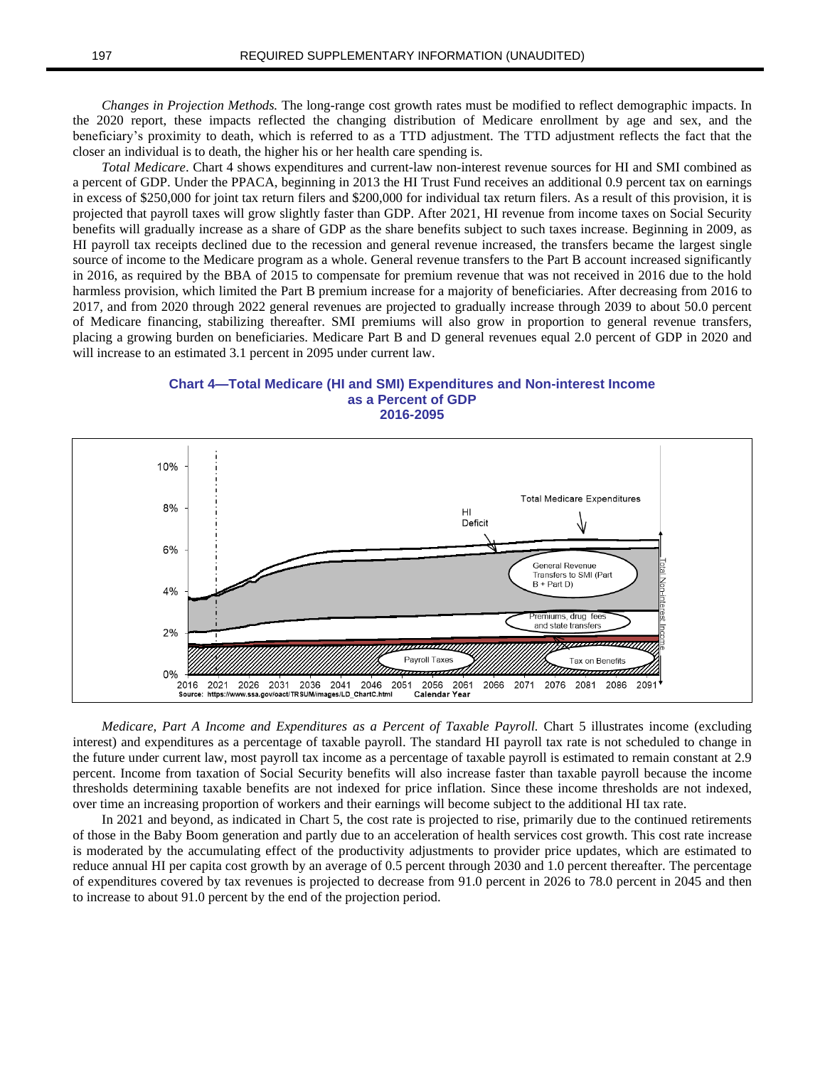*Changes in Projection Methods.* The long-range cost growth rates must be modified to reflect demographic impacts. In the 2020 report, these impacts reflected the changing distribution of Medicare enrollment by age and sex, and the beneficiary's proximity to death, which is referred to as a TTD adjustment. The TTD adjustment reflects the fact that the closer an individual is to death, the higher his or her health care spending is.

*Total Medicare*. Chart 4 shows expenditures and current-law non-interest revenue sources for HI and SMI combined as a percent of GDP. Under the PPACA, beginning in 2013 the HI Trust Fund receives an additional 0.9 percent tax on earnings in excess of $250,000 for joint tax return filers and $200,000 for individual tax return filers. As a result of this provision, it is projected that payroll taxes will grow slightly faster than GDP. After 2021, HI revenue from income taxes on Social Security benefits will gradually increase as a share of GDP as the share benefits subject to such taxes increase. Beginning in 2009, as HI payroll tax receipts declined due to the recession and general revenue increased, the transfers became the largest single source of income to the Medicare program as a whole. General revenue transfers to the Part B account increased significantly in 2016, as required by the BBA of 2015 to compensate for premium revenue that was not received in 2016 due to the hold harmless provision, which limited the Part B premium increase for a majority of beneficiaries. After decreasing from 2016 to 2017, and from 2020 through 2022 general revenues are projected to gradually increase through 2039 to about 50.0 percent of Medicare financing, stabilizing thereafter. SMI premiums will also grow in proportion to general revenue transfers, placing a growing burden on beneficiaries. Medicare Part B and D general revenues equal 2.0 percent of GDP in 2020 and will increase to an estimated 3.1 percent in 2095 under current law.

**Chart 4—Total Medicare (HI and SMI) Expenditures and Non-interest Income as a Percent of GDP 2016-2095**

Source: https://www.ssa.gov/oact/TRSUM/images/LD_ChartC.html

*Medicare, Part A Income and Expenditures as a Percent of Taxable Payroll.* Chart 5 illustrates income (excluding interest) and expenditures as a percentage of taxable payroll. The standard HI payroll tax rate is not scheduled to change in the future under current law, most payroll tax income as a percentage of taxable payroll is estimated to remain constant at 2.9 percent. Income from taxation of Social Security benefits will also increase faster than taxable payroll because the income thresholds determining taxable benefits are not indexed for price inflation. Since these income thresholds are not indexed, over time an increasing proportion of workers and their earnings will become subject to the additional HI tax rate.

In 2021 and beyond, as indicated in Chart 5, the cost rate is projected to rise, primarily due to the continued retirements of those in the Baby Boom generation and partly due to an acceleration of health services cost growth. This cost rate increase is moderated by the accumulating effect of the productivity adjustments to provider price updates, which are estimated to reduce annual HI per capita cost growth by an average of 0.5 percent through 2030 and 1.0 percent thereafter. The percentage of expenditures covered by tax revenues is projected to decrease from 91.0 percent in 2026 to 78.0 percent in 2045 and then to increase to about 91.0 percent by the end of the projection period.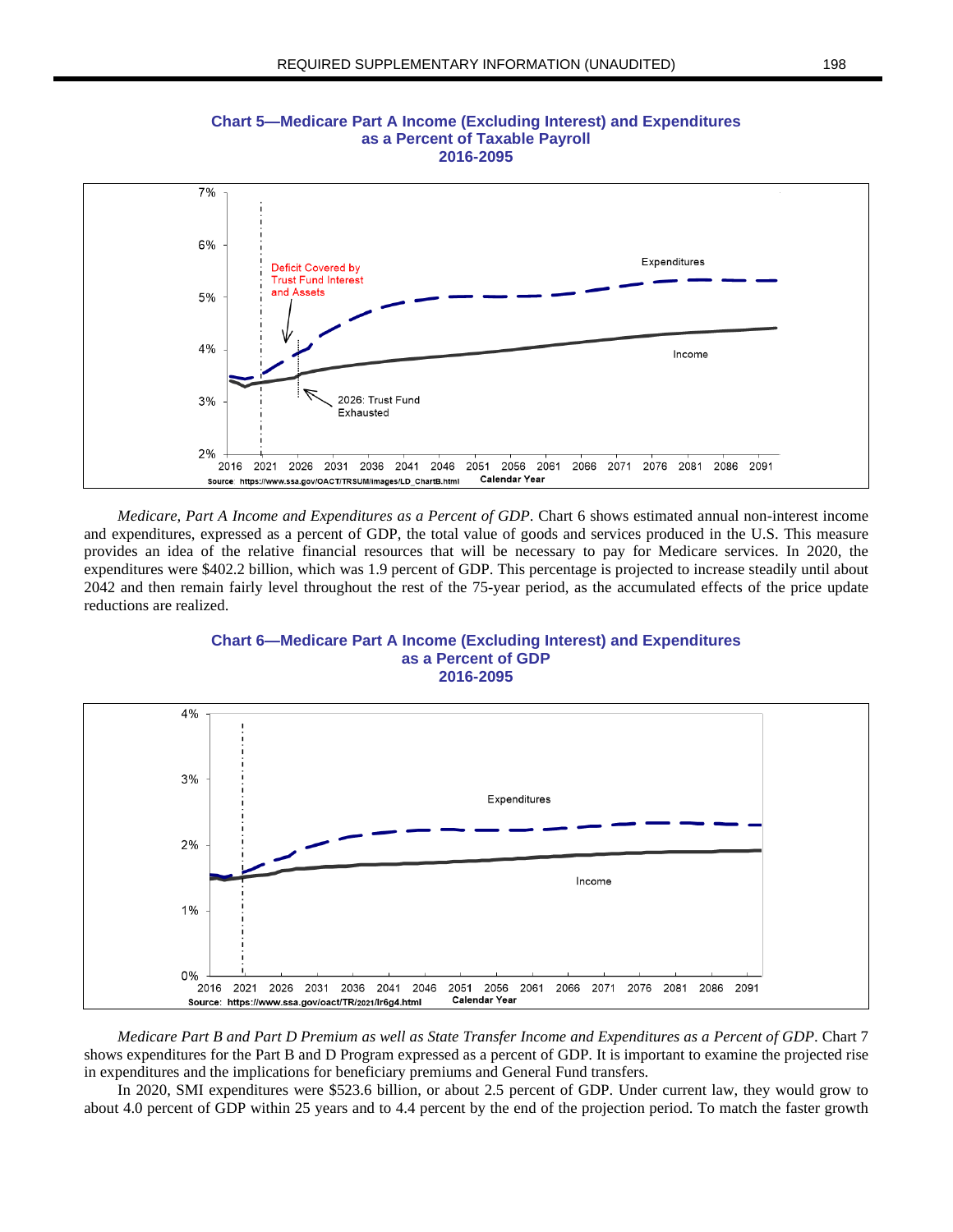**Chart 5—Medicare Part A Income (Excluding Interest) and Expenditures as a Percent of Taxable Payroll 2016-2095**

*Medicare, Part A Income and Expenditures as a Percent of GDP*. Chart 6 shows estimated annual non-interest income and expenditures, expressed as a percent of GDP, the total value of goods and services produced in the U.S. This measure provides an idea of the relative financial resources that will be necessary to pay for Medicare services. In 2020, the expenditures were $402.2 billion, which was 1.9 percent of GDP. This percentage is projected to increase steadily until about 2042 and then remain fairly level throughout the rest of the 75-year period, as the accumulated effects of the price update reductions are realized.

**Chart 6—Medicare Part A Income (Excluding Interest) and Expenditures as a Percent of GDP 2016-2095**

*Medicare Part B and Part D Premium as well as State Transfer Income and Expenditures as a Percent of GDP*. Chart 7 shows expenditures for the Part B and D Program expressed as a percent of GDP. It is important to examine the projected rise in expenditures and the implications for beneficiary premiums and General Fund transfers.

In 2020, SMI expenditures were $523.6 billion, or about 2.5 percent of GDP. Under current law, they would grow to about 4.0 percent of GDP within 25 years and to 4.4 percent by the end of the projection period. To match the faster growth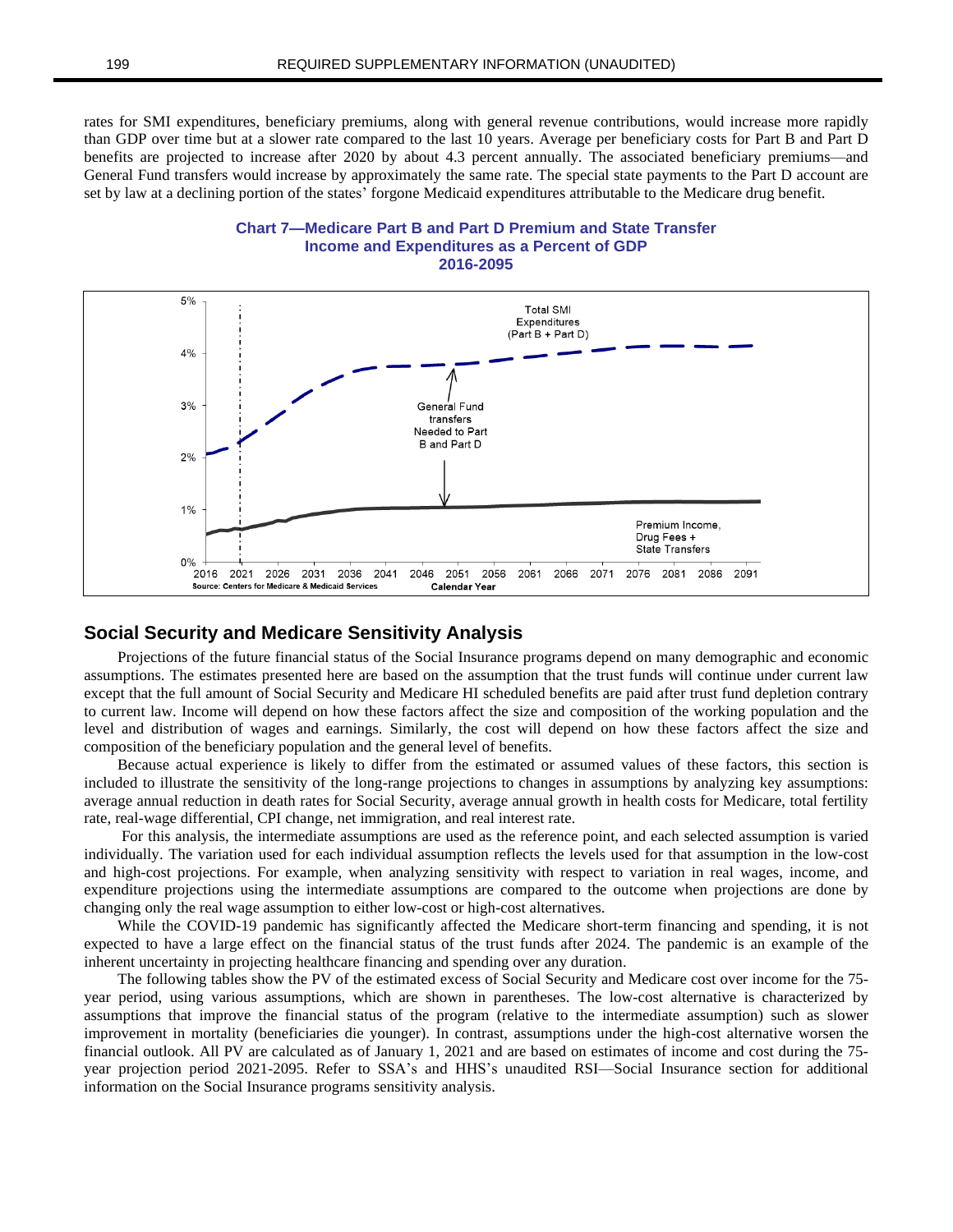rates for SMI expenditures, beneficiary premiums, along with general revenue contributions, would increase more rapidly than GDP over time but at a slower rate compared to the last 10 years. Average per beneficiary costs for Part B and Part D benefits are projected to increase after 2020 by about 4.3 percent annually. The associated beneficiary premiums—and General Fund transfers would increase by approximately the same rate. The special state payments to the Part D account are set by law at a declining portion of the states' forgone Medicaid expenditures attributable to the Medicare drug benefit.

**Chart 7—Medicare Part B and Part D Premium and State Transfer Income and Expenditures as a Percent of GDP 2016-2095**

Total SMI Expenditures (Part B + Part D)

General Fund transfers Needed to Part B and Part D

Premium Income, Drug Fees + State Transfers

Calendar Year

Source: Centers for Medicare & Medicaid Services

## Social Security and Medicare Sensitivity Analysis

Projections of the future financial status of the Social Insurance programs depend on many demographic and economic assumptions. The estimates presented here are based on the assumption that the trust funds will continue under current law except that the full amount of Social Security and Medicare HI scheduled benefits are paid after trust fund depletion contrary to current law. Income will depend on how these factors affect the size and composition of the working population and the level and distribution of wages and earnings. Similarly, the cost will depend on how these factors affect the size and composition of the beneficiary population and the general level of benefits.

Because actual experience is likely to differ from the estimated or assumed values of these factors, this section is included to illustrate the sensitivity of the long-range projections to changes in assumptions by analyzing key assumptions: average annual reduction in death rates for Social Security, average annual growth in health costs for Medicare, total fertility rate, real-wage differential, CPI change, net immigration, and real interest rate.

For this analysis, the intermediate assumptions are used as the reference point, and each selected assumption is varied individually. The variation used for each individual assumption reflects the levels used for that assumption in the low-cost and high-cost projections. For example, when analyzing sensitivity with respect to variation in real wages, income, and expenditure projections using the intermediate assumptions are compared to the outcome when projections are done by changing only the real wage assumption to either low-cost or high-cost alternatives.

While the COVID-19 pandemic has significantly affected the Medicare short-term financing and spending, it is not expected to have a large effect on the financial status of the trust funds after 2024. The pandemic is an example of the inherent uncertainty in projecting healthcare financing and spending over any duration.

The following tables show the PV of the estimated excess of Social Security and Medicare cost over income for the 75-year period, using various assumptions, which are shown in parentheses. The low-cost alternative is characterized by assumptions that improve the financial status of the program (relative to the intermediate assumption) such as slower improvement in mortality (beneficiaries die younger). In contrast, assumptions under the high-cost alternative worsen the financial outlook. All PV are calculated as of January 1, 2021 and are based on estimates of income and cost during the 75-year projection period 2021-2095. Refer to SSA's and HHS's unaudited RSI—Social Insurance section for additional information on the Social Insurance programs sensitivity analysis.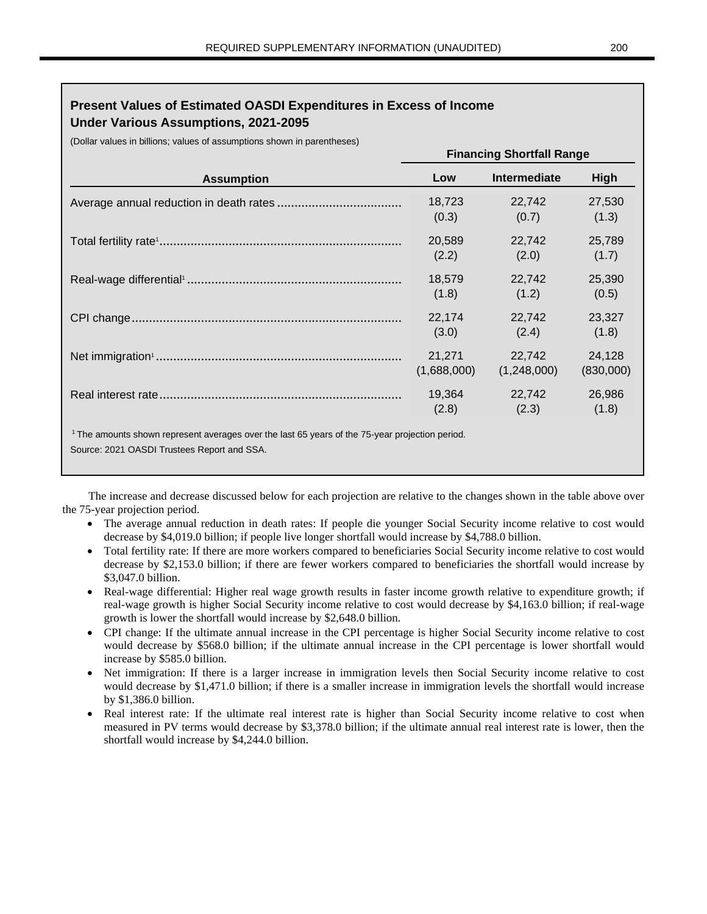## Present Values of Estimated OASDI Expenditures in Excess of Income Under Various Assumptions, 2021-2095

(Dollar values in billions; values of assumptions shown in parentheses)

| | Financing Shortfall Range | | |
|---|---|---|---|
| **Assumption** | **Low** | **Intermediate** | **High** |
| Average annual reduction in death rates | 18,723 (0.3) | 22,742 (0.7) | 27,530 (1.3) |
| Total fertility rate[1] | 20,589 (2.2) | 22,742 (2.0) | 25,789 (1.7) |
| Real-wage differential[1] | 18,579 (1.8) | 22,742 (1.2) | 25,390 (0.5) |
| CPI change | 22,174 (3.0) | 22,742 (2.4) | 23,327 (1.8) |
| Net immigration[1] | 21,271 (1,688,000) | 22,742 (1,248,000) | 24,128 (830,000) |
| Real interest rate | 19,364 (2.8) | 22,742 (2.3) | 26,986 (1.8) |

[1] The amounts shown represent averages over the last 65 years of the 75-year projection period.

Source: 2021 OASDI Trustees Report and SSA.

The increase and decrease discussed below for each projection are relative to the changes shown in the table above over the 75-year projection period.

- The average annual reduction in death rates: If people die younger Social Security income relative to cost would decrease by $4,019.0 billion; if people live longer shortfall would increase by $4,788.0 billion.
- Total fertility rate: If there are more workers compared to beneficiaries Social Security income relative to cost would decrease by $2,153.0 billion; if there are fewer workers compared to beneficiaries the shortfall would increase by $3,047.0 billion.
- Real-wage differential: Higher real wage growth results in faster income growth relative to expenditure growth; if real-wage growth is higher Social Security income relative to cost would decrease by $4,163.0 billion; if real-wage growth is lower the shortfall would increase by $2,648.0 billion.
- CPI change: If the ultimate annual increase in the CPI percentage is higher Social Security income relative to cost would decrease by $568.0 billion; if the ultimate annual increase in the CPI percentage is lower shortfall would increase by $585.0 billion.
- Net immigration: If there is a larger increase in immigration levels then Social Security income relative to cost would decrease by $1,471.0 billion; if there is a smaller increase in immigration levels the shortfall would increase by $1,386.0 billion.
- Real interest rate: If the ultimate real interest rate is higher than Social Security income relative to cost when measured in PV terms would decrease by $3,378.0 billion; if the ultimate annual real interest rate is lower, then the shortfall would increase by $4,244.0 billion.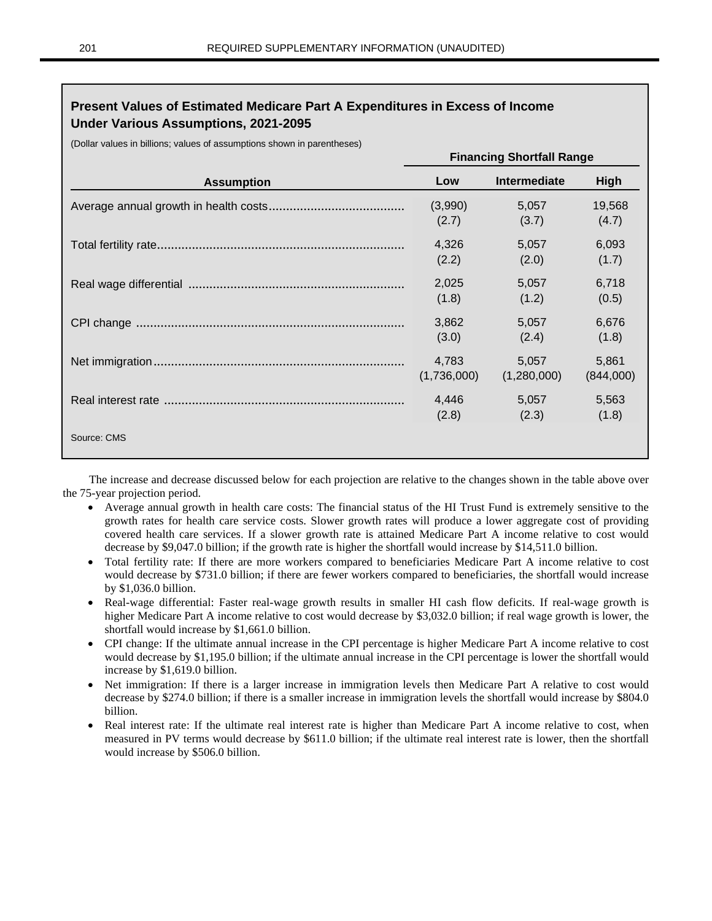### Present Values of Estimated Medicare Part A Expenditures in Excess of Income Under Various Assumptions, 2021-2095

(Dollar values in billions; values of assumptions shown in parentheses)

| | Financing Shortfall Range | | |
|---|---|---|---|
| **Assumption** | **Low** | **Intermediate** | **High** |
| Average annual growth in health costs | (3,990)<br>(2.7) | 5,057<br>(3.7) | 19,568<br>(4.7) |
| Total fertility rate | 4,326<br>(2.2) | 5,057<br>(2.0) | 6,093<br>(1.7) |
| Real wage differential | 2,025<br>(1.8) | 5,057<br>(1.2) | 6,718<br>(0.5) |
| CPI change | 3,862<br>(3.0) | 5,057<br>(2.4) | 6,676<br>(1.8) |
| Net immigration | 4,783<br>(1,736,000) | 5,057<br>(1,280,000) | 5,861<br>(844,000) |
| Real interest rate | 4,446<br>(2.8) | 5,057<br>(2.3) | 5,563<br>(1.8) |

Source: CMS

The increase and decrease discussed below for each projection are relative to the changes shown in the table above over the 75-year projection period.

- Average annual growth in health care costs: The financial status of the HI Trust Fund is extremely sensitive to the growth rates for health care service costs. Slower growth rates will produce a lower aggregate cost of providing covered health care services. If a slower growth rate is attained Medicare Part A income relative to cost would decrease by $9,047.0 billion; if the growth rate is higher the shortfall would increase by $14,511.0 billion.
- Total fertility rate: If there are more workers compared to beneficiaries Medicare Part A income relative to cost would decrease by $731.0 billion; if there are fewer workers compared to beneficiaries, the shortfall would increase by $1,036.0 billion.
- Real-wage differential: Faster real-wage growth results in smaller HI cash flow deficits. If real-wage growth is higher Medicare Part A income relative to cost would decrease by $3,032.0 billion; if real wage growth is lower, the shortfall would increase by $1,661.0 billion.
- CPI change: If the ultimate annual increase in the CPI percentage is higher Medicare Part A income relative to cost would decrease by $1,195.0 billion; if the ultimate annual increase in the CPI percentage is lower the shortfall would increase by $1,619.0 billion.
- Net immigration: If there is a larger increase in immigration levels then Medicare Part A relative to cost would decrease by $274.0 billion; if there is a smaller increase in immigration levels the shortfall would increase by $804.0 billion.
- Real interest rate: If the ultimate real interest rate is higher than Medicare Part A income relative to cost, when measured in PV terms would decrease by $611.0 billion; if the ultimate real interest rate is lower, then the shortfall would increase by $506.0 billion.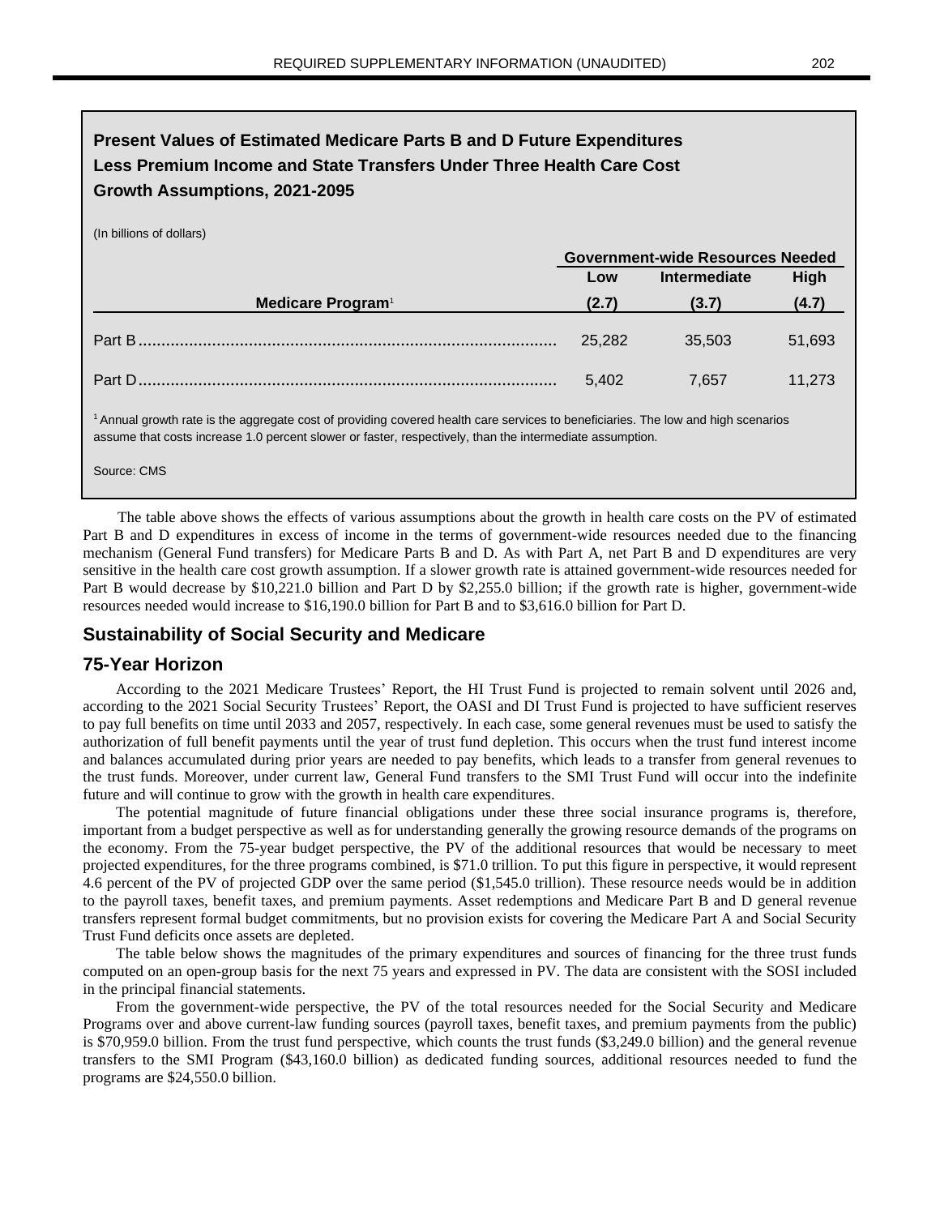## Present Values of Estimated Medicare Parts B and D Future Expenditures Less Premium Income and State Transfers Under Three Health Care Cost Growth Assumptions, 2021-2095

(In billions of dollars)

| | Government-wide Resources Needed | | |
|---|---|---|---|
| | Low | Intermediate | High |
| Medicare Program[1] | (2.7) | (3.7) | (4.7) |
| Part B | 25,282 | 35,503 | 51,693 |
| Part D | 5,402 | 7,657 | 11,273 |

[1] Annual growth rate is the aggregate cost of providing covered health care services to beneficiaries. The low and high scenarios assume that costs increase 1.0 percent slower or faster, respectively, than the intermediate assumption.

Source: CMS

The table above shows the effects of various assumptions about the growth in health care costs on the PV of estimated Part B and D expenditures in excess of income in the terms of government-wide resources needed due to the financing mechanism (General Fund transfers) for Medicare Parts B and D. As with Part A, net Part B and D expenditures are very sensitive in the health care cost growth assumption. If a slower growth rate is attained government-wide resources needed for Part B would decrease by $10,221.0 billion and Part D by $2,255.0 billion; if the growth rate is higher, government-wide resources needed would increase to $16,190.0 billion for Part B and to $3,616.0 billion for Part D.

## Sustainability of Social Security and Medicare

## 75-Year Horizon

According to the 2021 Medicare Trustees' Report, the HI Trust Fund is projected to remain solvent until 2026 and, according to the 2021 Social Security Trustees' Report, the OASI and DI Trust Fund is projected to have sufficient reserves to pay full benefits on time until 2033 and 2057, respectively. In each case, some general revenues must be used to satisfy the authorization of full benefit payments until the year of trust fund depletion. This occurs when the trust fund interest income and balances accumulated during prior years are needed to pay benefits, which leads to a transfer from general revenues to the trust funds. Moreover, under current law, General Fund transfers to the SMI Trust Fund will occur into the indefinite future and will continue to grow with the growth in health care expenditures.

The potential magnitude of future financial obligations under these three social insurance programs is, therefore, important from a budget perspective as well as for understanding generally the growing resource demands of the programs on the economy. From the 75-year budget perspective, the PV of the additional resources that would be necessary to meet projected expenditures, for the three programs combined, is $71.0 trillion. To put this figure in perspective, it would represent 4.6 percent of the PV of projected GDP over the same period ($1,545.0 trillion). These resource needs would be in addition to the payroll taxes, benefit taxes, and premium payments. Asset redemptions and Medicare Part B and D general revenue transfers represent formal budget commitments, but no provision exists for covering the Medicare Part A and Social Security Trust Fund deficits once assets are depleted.

The table below shows the magnitudes of the primary expenditures and sources of financing for the three trust funds computed on an open-group basis for the next 75 years and expressed in PV. The data are consistent with the SOSI included in the principal financial statements.

From the government-wide perspective, the PV of the total resources needed for the Social Security and Medicare Programs over and above current-law funding sources (payroll taxes, benefit taxes, and premium payments from the public) is $70,959.0 billion. From the trust fund perspective, which counts the trust funds ($3,249.0 billion) and the general revenue transfers to the SMI Program ($43,160.0 billion) as dedicated funding sources, additional resources needed to fund the programs are $24,550.0 billion.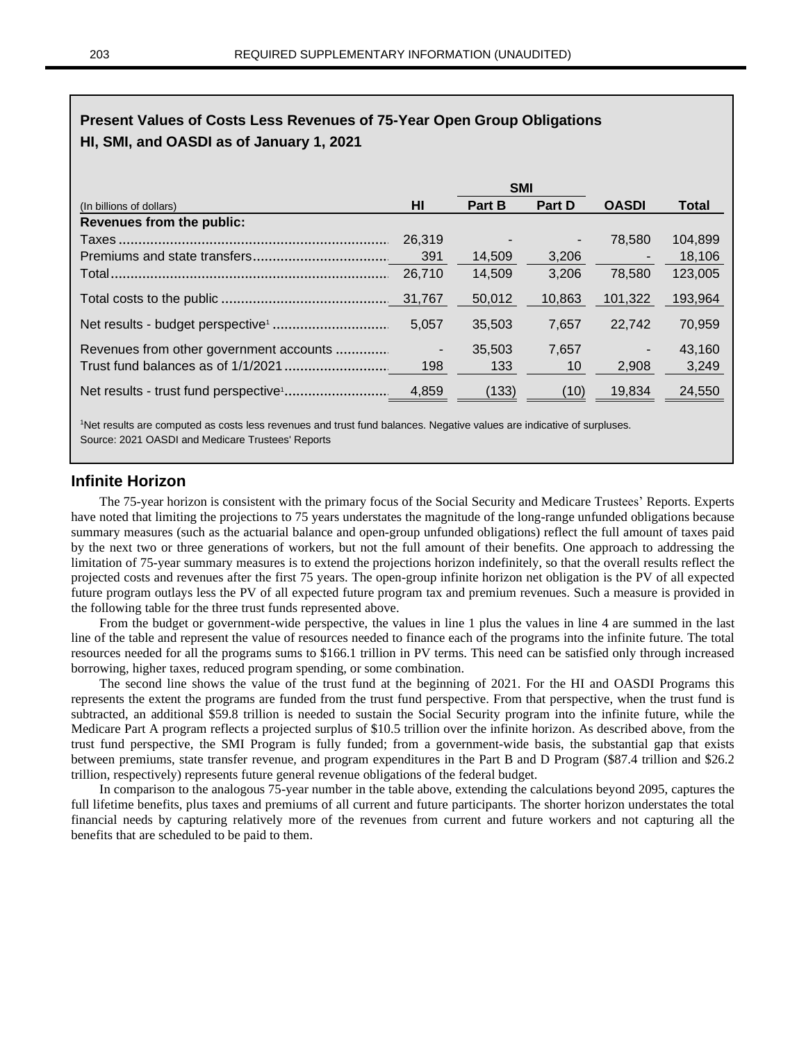**Present Values of Costs Less Revenues of 75-Year Open Group Obligations HI, SMI, and OASDI as of January 1, 2021**

| (In billions of dollars) | HI | SMI Part B | SMI Part D | OASDI | Total |
|---|---|---|---|---|---|
| **Revenues from the public:** | | | | | |
| Taxes | 26,319 | - | - | 78,580 | 104,899 |
| Premiums and state transfers | 391 | 14,509 | 3,206 | - | 18,106 |
| Total | 26,710 | 14,509 | 3,206 | 78,580 | 123,005 |
| Total costs to the public | 31,767 | 50,012 | 10,863 | 101,322 | 193,964 |
| Net results - budget perspective[1] | 5,057 | 35,503 | 7,657 | 22,742 | 70,959 |
| Revenues from other government accounts | - | 35,503 | 7,657 | - | 43,160 |
| Trust fund balances as of 1/1/2021 | 198 | 133 | 10 | 2,908 | 3,249 |
| Net results - trust fund perspective[1] | 4,859 | (133) | (10) | 19,834 | 24,550 |

[1]Net results are computed as costs less revenues and trust fund balances. Negative values are indicative of surpluses.
Source: 2021 OASDI and Medicare Trustees' Reports

## Infinite Horizon

The 75-year horizon is consistent with the primary focus of the Social Security and Medicare Trustees' Reports. Experts have noted that limiting the projections to 75 years understates the magnitude of the long-range unfunded obligations because summary measures (such as the actuarial balance and open-group unfunded obligations) reflect the full amount of taxes paid by the next two or three generations of workers, but not the full amount of their benefits. One approach to addressing the limitation of 75-year summary measures is to extend the projections horizon indefinitely, so that the overall results reflect the projected costs and revenues after the first 75 years. The open-group infinite horizon net obligation is the PV of all expected future program outlays less the PV of all expected future program tax and premium revenues. Such a measure is provided in the following table for the three trust funds represented above.

From the budget or government-wide perspective, the values in line 1 plus the values in line 4 are summed in the last line of the table and represent the value of resources needed to finance each of the programs into the infinite future. The total resources needed for all the programs sums to $166.1 trillion in PV terms. This need can be satisfied only through increased borrowing, higher taxes, reduced program spending, or some combination.

The second line shows the value of the trust fund at the beginning of 2021. For the HI and OASDI Programs this represents the extent the programs are funded from the trust fund perspective. From that perspective, when the trust fund is subtracted, an additional $59.8 trillion is needed to sustain the Social Security program into the infinite future, while the Medicare Part A program reflects a projected surplus of $10.5 trillion over the infinite horizon. As described above, from the trust fund perspective, the SMI Program is fully funded; from a government-wide basis, the substantial gap that exists between premiums, state transfer revenue, and program expenditures in the Part B and D Program ($87.4 trillion and $26.2 trillion, respectively) represents future general revenue obligations of the federal budget.

In comparison to the analogous 75-year number in the table above, extending the calculations beyond 2095, captures the full lifetime benefits, plus taxes and premiums of all current and future participants. The shorter horizon understates the total financial needs by capturing relatively more of the revenues from current and future workers and not capturing all the benefits that are scheduled to be paid to them.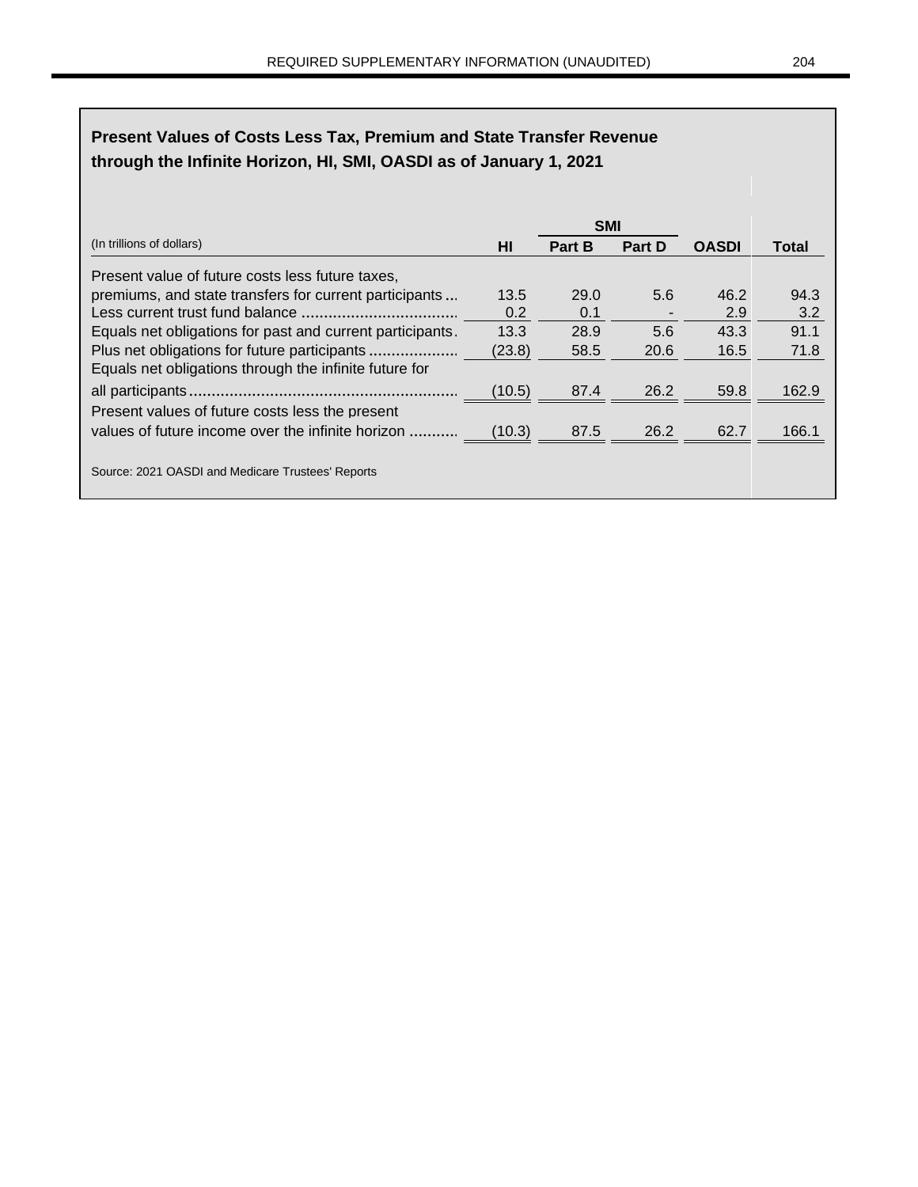## Present Values of Costs Less Tax, Premium and State Transfer Revenue through the Infinite Horizon, HI, SMI, OASDI as of January 1, 2021

| (In trillions of dollars) | HI | SMI Part B | SMI Part D | OASDI | Total |
|---|---|---|---|---|---|
| Present value of future costs less future taxes, premiums, and state transfers for current participants | 13.5 | 29.0 | 5.6 | 46.2 | 94.3 |
| Less current trust fund balance | 0.2 | 0.1 | - | 2.9 | 3.2 |
| Equals net obligations for past and current participants | 13.3 | 28.9 | 5.6 | 43.3 | 91.1 |
| Plus net obligations for future participants | (23.8) | 58.5 | 20.6 | 16.5 | 71.8 |
| Equals net obligations through the infinite future for all participants | (10.5) | 87.4 | 26.2 | 59.8 | 162.9 |
| Present values of future costs less the present values of future income over the infinite horizon | (10.3) | 87.5 | 26.2 | 62.7 | 166.1 |

Source: 2021 OASDI and Medicare Trustees' Reports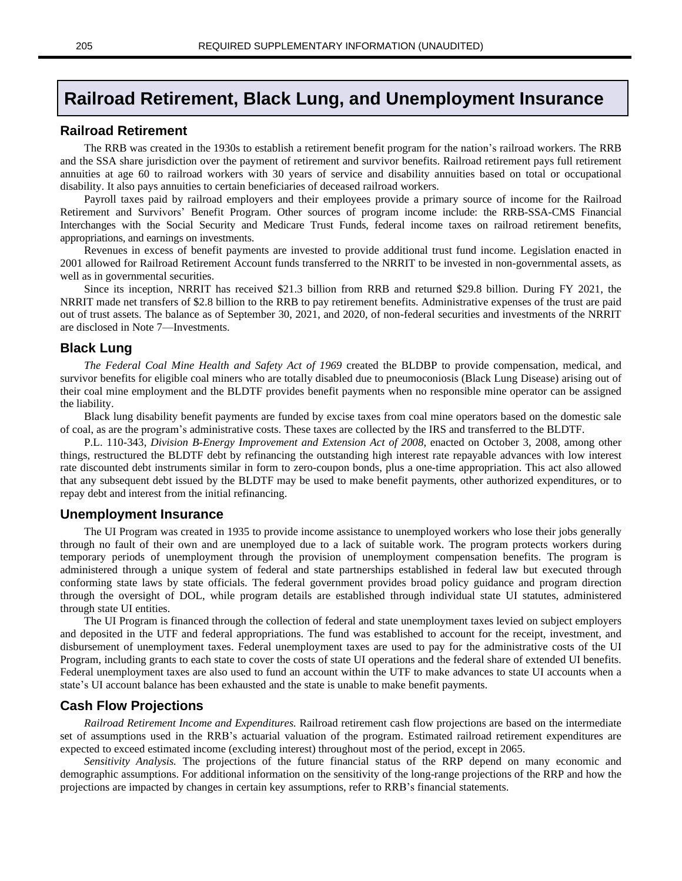# Railroad Retirement, Black Lung, and Unemployment Insurance

## Railroad Retirement

The RRB was created in the 1930s to establish a retirement benefit program for the nation's railroad workers. The RRB and the SSA share jurisdiction over the payment of retirement and survivor benefits. Railroad retirement pays full retirement annuities at age 60 to railroad workers with 30 years of service and disability annuities based on total or occupational disability. It also pays annuities to certain beneficiaries of deceased railroad workers.

Payroll taxes paid by railroad employers and their employees provide a primary source of income for the Railroad Retirement and Survivors' Benefit Program. Other sources of program income include: the RRB-SSA-CMS Financial Interchanges with the Social Security and Medicare Trust Funds, federal income taxes on railroad retirement benefits, appropriations, and earnings on investments.

Revenues in excess of benefit payments are invested to provide additional trust fund income. Legislation enacted in 2001 allowed for Railroad Retirement Account funds transferred to the NRRIT to be invested in non-governmental assets, as well as in governmental securities.

Since its inception, NRRIT has received $21.3 billion from RRB and returned $29.8 billion. During FY 2021, the NRRIT made net transfers of $2.8 billion to the RRB to pay retirement benefits. Administrative expenses of the trust are paid out of trust assets. The balance as of September 30, 2021, and 2020, of non-federal securities and investments of the NRRIT are disclosed in Note 7—Investments.

## Black Lung

*The Federal Coal Mine Health and Safety Act of 1969* created the BLDBP to provide compensation, medical, and survivor benefits for eligible coal miners who are totally disabled due to pneumoconiosis (Black Lung Disease) arising out of their coal mine employment and the BLDTF provides benefit payments when no responsible mine operator can be assigned the liability.

Black lung disability benefit payments are funded by excise taxes from coal mine operators based on the domestic sale of coal, as are the program's administrative costs. These taxes are collected by the IRS and transferred to the BLDTF.

P.L. 110-343, *Division B-Energy Improvement and Extension Act of 2008*, enacted on October 3, 2008, among other things, restructured the BLDTF debt by refinancing the outstanding high interest rate repayable advances with low interest rate discounted debt instruments similar in form to zero-coupon bonds, plus a one-time appropriation. This act also allowed that any subsequent debt issued by the BLDTF may be used to make benefit payments, other authorized expenditures, or to repay debt and interest from the initial refinancing.

## Unemployment Insurance

The UI Program was created in 1935 to provide income assistance to unemployed workers who lose their jobs generally through no fault of their own and are unemployed due to a lack of suitable work. The program protects workers during temporary periods of unemployment through the provision of unemployment compensation benefits. The program is administered through a unique system of federal and state partnerships established in federal law but executed through conforming state laws by state officials. The federal government provides broad policy guidance and program direction through the oversight of DOL, while program details are established through individual state UI statutes, administered through state UI entities.

The UI Program is financed through the collection of federal and state unemployment taxes levied on subject employers and deposited in the UTF and federal appropriations. The fund was established to account for the receipt, investment, and disbursement of unemployment taxes. Federal unemployment taxes are used to pay for the administrative costs of the UI Program, including grants to each state to cover the costs of state UI operations and the federal share of extended UI benefits. Federal unemployment taxes are also used to fund an account within the UTF to make advances to state UI accounts when a state's UI account balance has been exhausted and the state is unable to make benefit payments.

## Cash Flow Projections

*Railroad Retirement Income and Expenditures.* Railroad retirement cash flow projections are based on the intermediate set of assumptions used in the RRB's actuarial valuation of the program. Estimated railroad retirement expenditures are expected to exceed estimated income (excluding interest) throughout most of the period, except in 2065.

*Sensitivity Analysis.* The projections of the future financial status of the RRP depend on many economic and demographic assumptions. For additional information on the sensitivity of the long-range projections of the RRP and how the projections are impacted by changes in certain key assumptions, refer to RRB's financial statements.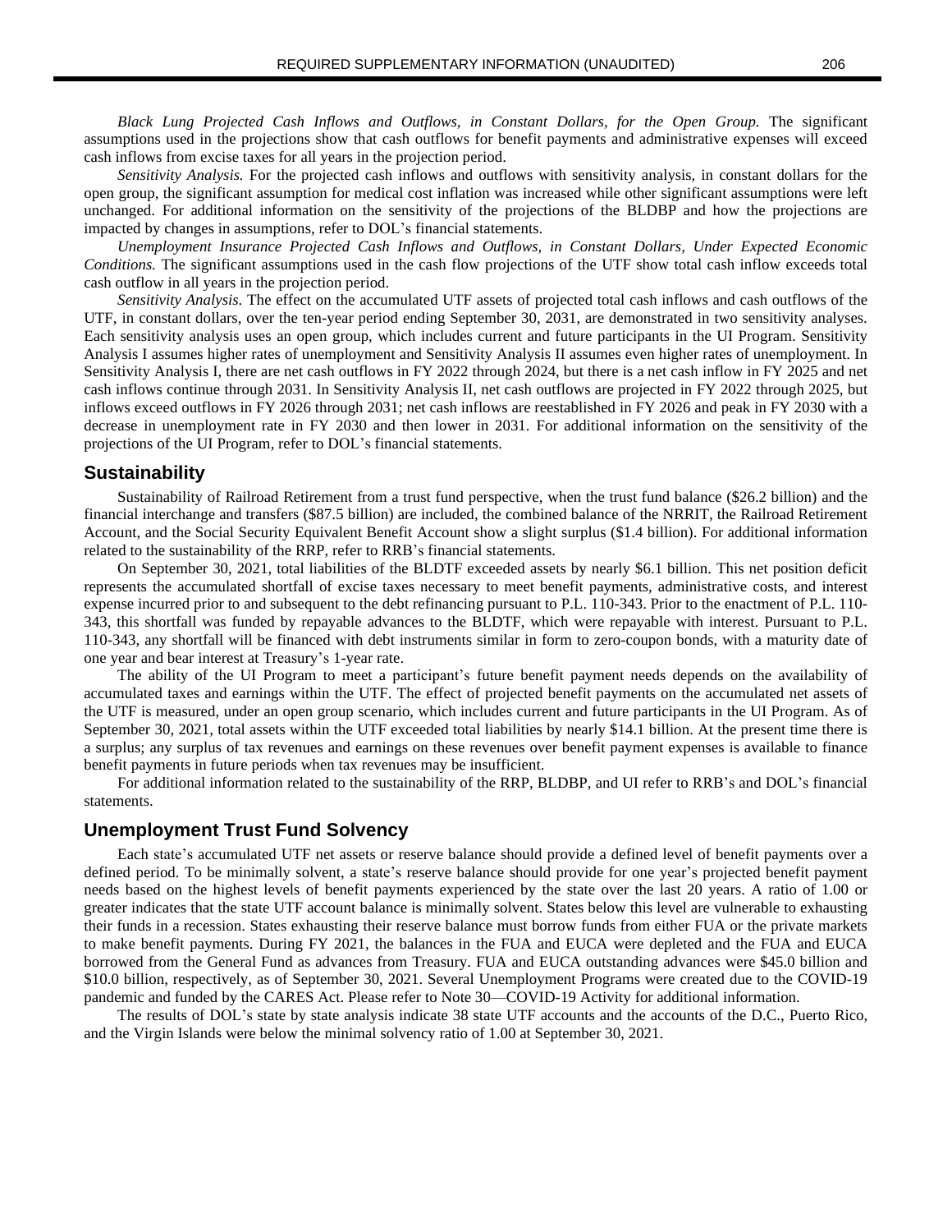*Black Lung Projected Cash Inflows and Outflows, in Constant Dollars, for the Open Group.* The significant assumptions used in the projections show that cash outflows for benefit payments and administrative expenses will exceed cash inflows from excise taxes for all years in the projection period.

*Sensitivity Analysis.* For the projected cash inflows and outflows with sensitivity analysis, in constant dollars for the open group, the significant assumption for medical cost inflation was increased while other significant assumptions were left unchanged. For additional information on the sensitivity of the projections of the BLDBP and how the projections are impacted by changes in assumptions, refer to DOL's financial statements.

*Unemployment Insurance Projected Cash Inflows and Outflows, in Constant Dollars, Under Expected Economic Conditions.* The significant assumptions used in the cash flow projections of the UTF show total cash inflow exceeds total cash outflow in all years in the projection period.

*Sensitivity Analysis*. The effect on the accumulated UTF assets of projected total cash inflows and cash outflows of the UTF, in constant dollars, over the ten-year period ending September 30, 2031, are demonstrated in two sensitivity analyses. Each sensitivity analysis uses an open group, which includes current and future participants in the UI Program. Sensitivity Analysis I assumes higher rates of unemployment and Sensitivity Analysis II assumes even higher rates of unemployment. In Sensitivity Analysis I, there are net cash outflows in FY 2022 through 2024, but there is a net cash inflow in FY 2025 and net cash inflows continue through 2031. In Sensitivity Analysis II, net cash outflows are projected in FY 2022 through 2025, but inflows exceed outflows in FY 2026 through 2031; net cash inflows are reestablished in FY 2026 and peak in FY 2030 with a decrease in unemployment rate in FY 2030 and then lower in 2031. For additional information on the sensitivity of the projections of the UI Program, refer to DOL's financial statements.

## Sustainability

Sustainability of Railroad Retirement from a trust fund perspective, when the trust fund balance ($26.2 billion) and the financial interchange and transfers ($87.5 billion) are included, the combined balance of the NRRIT, the Railroad Retirement Account, and the Social Security Equivalent Benefit Account show a slight surplus ($1.4 billion). For additional information related to the sustainability of the RRP, refer to RRB's financial statements.

On September 30, 2021, total liabilities of the BLDTF exceeded assets by nearly $6.1 billion. This net position deficit represents the accumulated shortfall of excise taxes necessary to meet benefit payments, administrative costs, and interest expense incurred prior to and subsequent to the debt refinancing pursuant to P.L. 110-343. Prior to the enactment of P.L. 110-343, this shortfall was funded by repayable advances to the BLDTF, which were repayable with interest. Pursuant to P.L. 110-343, any shortfall will be financed with debt instruments similar in form to zero-coupon bonds, with a maturity date of one year and bear interest at Treasury's 1-year rate.

The ability of the UI Program to meet a participant's future benefit payment needs depends on the availability of accumulated taxes and earnings within the UTF. The effect of projected benefit payments on the accumulated net assets of the UTF is measured, under an open group scenario, which includes current and future participants in the UI Program. As of September 30, 2021, total assets within the UTF exceeded total liabilities by nearly $14.1 billion. At the present time there is a surplus; any surplus of tax revenues and earnings on these revenues over benefit payment expenses is available to finance benefit payments in future periods when tax revenues may be insufficient.

For additional information related to the sustainability of the RRP, BLDBP, and UI refer to RRB's and DOL's financial statements.

## Unemployment Trust Fund Solvency

Each state's accumulated UTF net assets or reserve balance should provide a defined level of benefit payments over a defined period. To be minimally solvent, a state's reserve balance should provide for one year's projected benefit payment needs based on the highest levels of benefit payments experienced by the state over the last 20 years. A ratio of 1.00 or greater indicates that the state UTF account balance is minimally solvent. States below this level are vulnerable to exhausting their funds in a recession. States exhausting their reserve balance must borrow funds from either FUA or the private markets to make benefit payments. During FY 2021, the balances in the FUA and EUCA were depleted and the FUA and EUCA borrowed from the General Fund as advances from Treasury. FUA and EUCA outstanding advances were $45.0 billion and $10.0 billion, respectively, as of September 30, 2021. Several Unemployment Programs were created due to the COVID-19 pandemic and funded by the CARES Act. Please refer to Note 30—COVID-19 Activity for additional information.

The results of DOL's state by state analysis indicate 38 state UTF accounts and the accounts of the D.C., Puerto Rico, and the Virgin Islands were below the minimal solvency ratio of 1.00 at September 30, 2021.